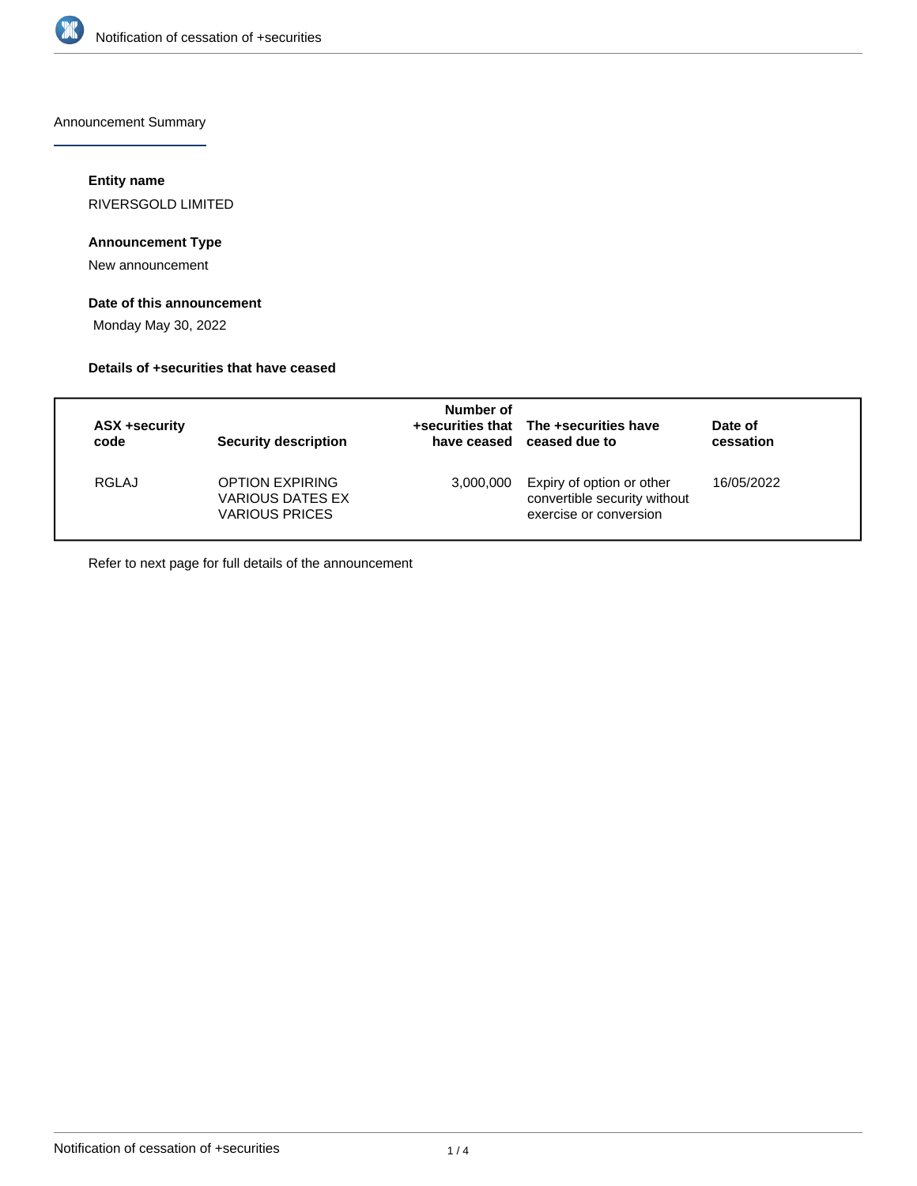Announcement Summary

**Entity name**

RIVERSGOLD LIMITED

**Announcement Type**

New announcement

**Date of this announcement**

Monday May 30, 2022

**Details of +securities that have ceased**

| ASX +security code | Security description | Number of +securities that have ceased | The +securities have ceased due to | Date of cessation |
|---|---|---|---|---|
| RGLAJ | OPTION EXPIRING VARIOUS DATES EX VARIOUS PRICES | 3,000,000 | Expiry of option or other convertible security without exercise or conversion | 16/05/2022 |

Refer to next page for full details of the announcement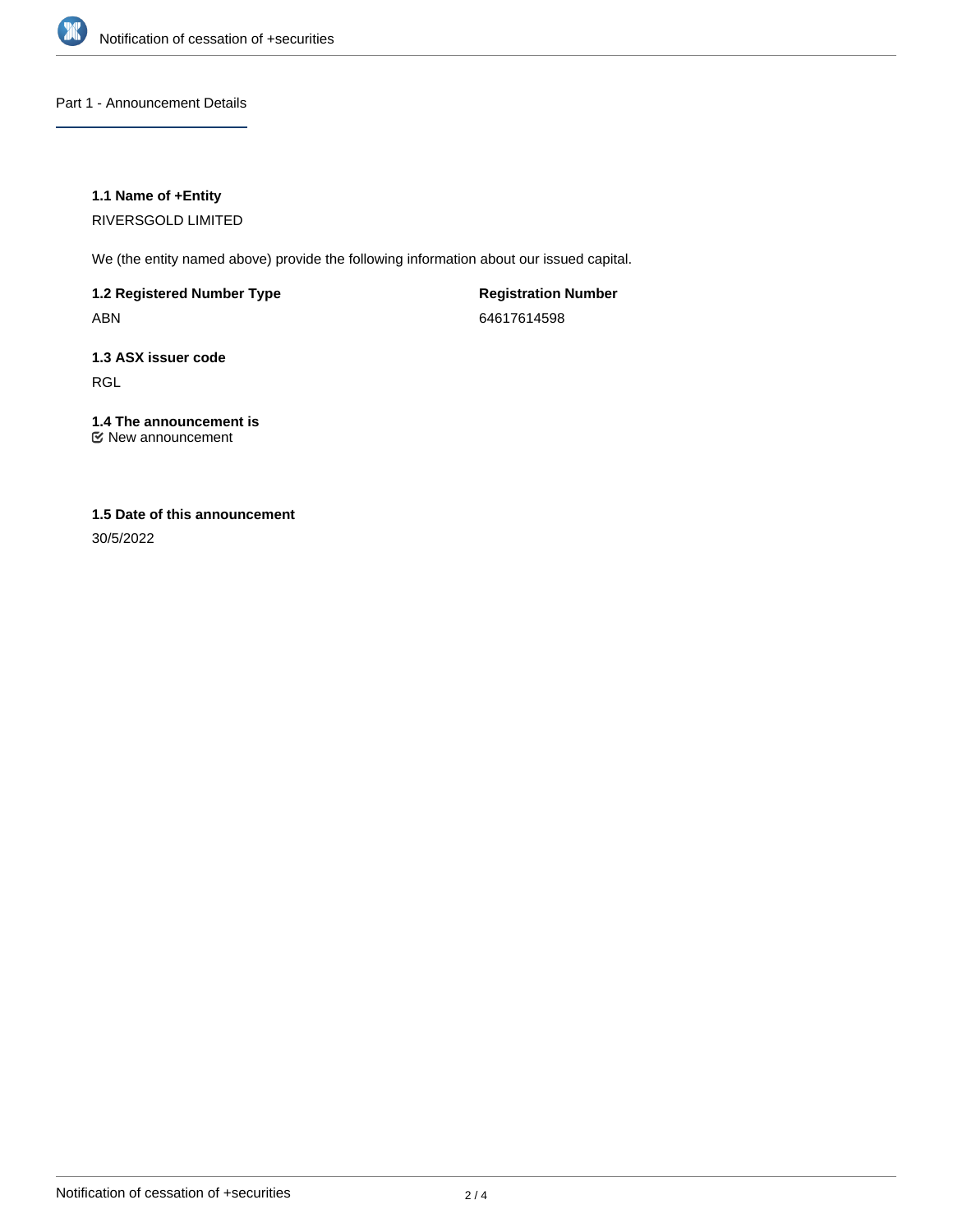## Part 1 - Announcement Details

**1.1 Name of +Entity**

RIVERSGOLD LIMITED

We (the entity named above) provide the following information about our issued capital.

**1.2 Registered Number Type**

ABN

**Registration Number**

64617614598

**1.3 ASX issuer code**

RGL

**1.4 The announcement is**

New announcement

**1.5 Date of this announcement**

30/5/2022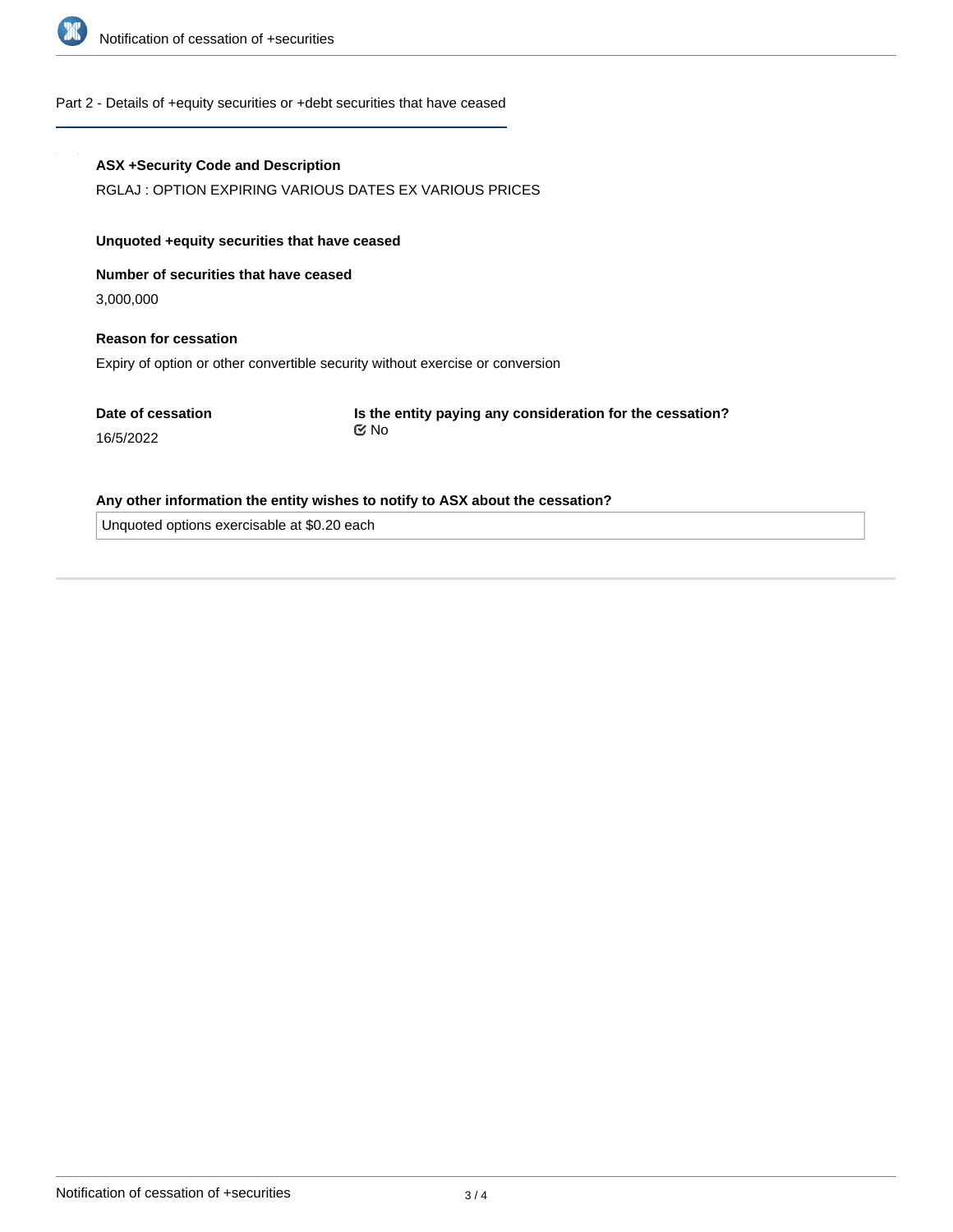## Part 2 - Details of +equity securities or +debt securities that have ceased

**ASX +Security Code and Description**

RGLAJ : OPTION EXPIRING VARIOUS DATES EX VARIOUS PRICES

**Unquoted +equity securities that have ceased**

**Number of securities that have ceased**

3,000,000

**Reason for cessation**

Expiry of option or other convertible security without exercise or conversion

**Date of cessation**

16/5/2022

**Is the entity paying any consideration for the cessation?**

☑ No

**Any other information the entity wishes to notify to ASX about the cessation?**

Unquoted options exercisable at $0.20 each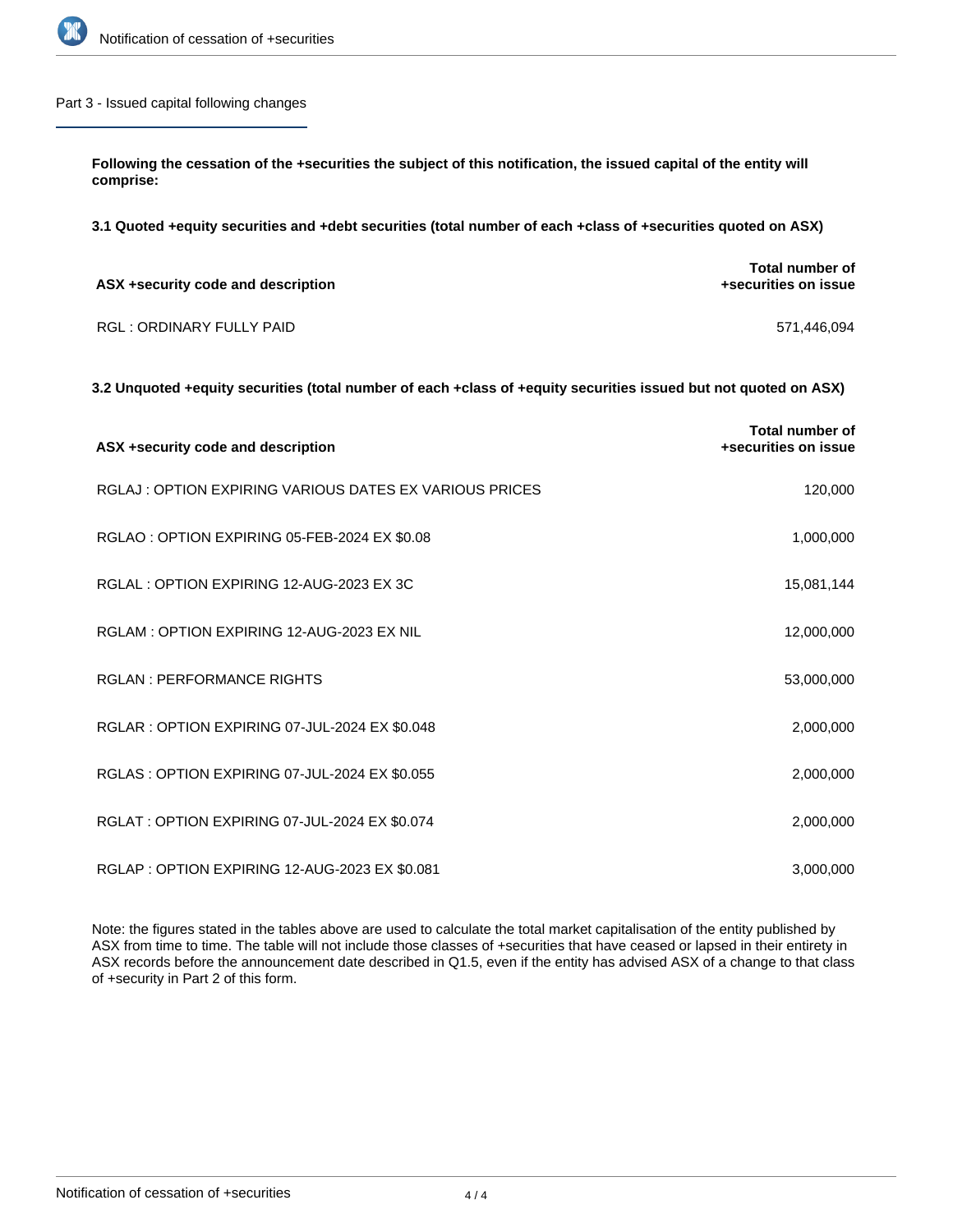## Part 3 - Issued capital following changes

**Following the cessation of the +securities the subject of this notification, the issued capital of the entity will comprise:**

**3.1 Quoted +equity securities and +debt securities (total number of each +class of +securities quoted on ASX)**

| ASX +security code and description | Total number of +securities on issue |
|---|---|
| RGL : ORDINARY FULLY PAID | 571,446,094 |

**3.2 Unquoted +equity securities (total number of each +class of +equity securities issued but not quoted on ASX)**

| ASX +security code and description | Total number of +securities on issue |
|---|---|
| RGLAJ : OPTION EXPIRING VARIOUS DATES EX VARIOUS PRICES | 120,000 |
| RGLAO : OPTION EXPIRING 05-FEB-2024 EX $0.08 | 1,000,000 |
| RGLAL : OPTION EXPIRING 12-AUG-2023 EX 3C | 15,081,144 |
| RGLAM : OPTION EXPIRING 12-AUG-2023 EX NIL | 12,000,000 |
| RGLAN : PERFORMANCE RIGHTS | 53,000,000 |
| RGLAR : OPTION EXPIRING 07-JUL-2024 EX $0.048 | 2,000,000 |
| RGLAS : OPTION EXPIRING 07-JUL-2024 EX $0.055 | 2,000,000 |
| RGLAT : OPTION EXPIRING 07-JUL-2024 EX $0.074 | 2,000,000 |
| RGLAP : OPTION EXPIRING 12-AUG-2023 EX $0.081 | 3,000,000 |

Note: the figures stated in the tables above are used to calculate the total market capitalisation of the entity published by ASX from time to time. The table will not include those classes of +securities that have ceased or lapsed in their entirety in ASX records before the announcement date described in Q1.5, even if the entity has advised ASX of a change to that class of +security in Part 2 of this form.